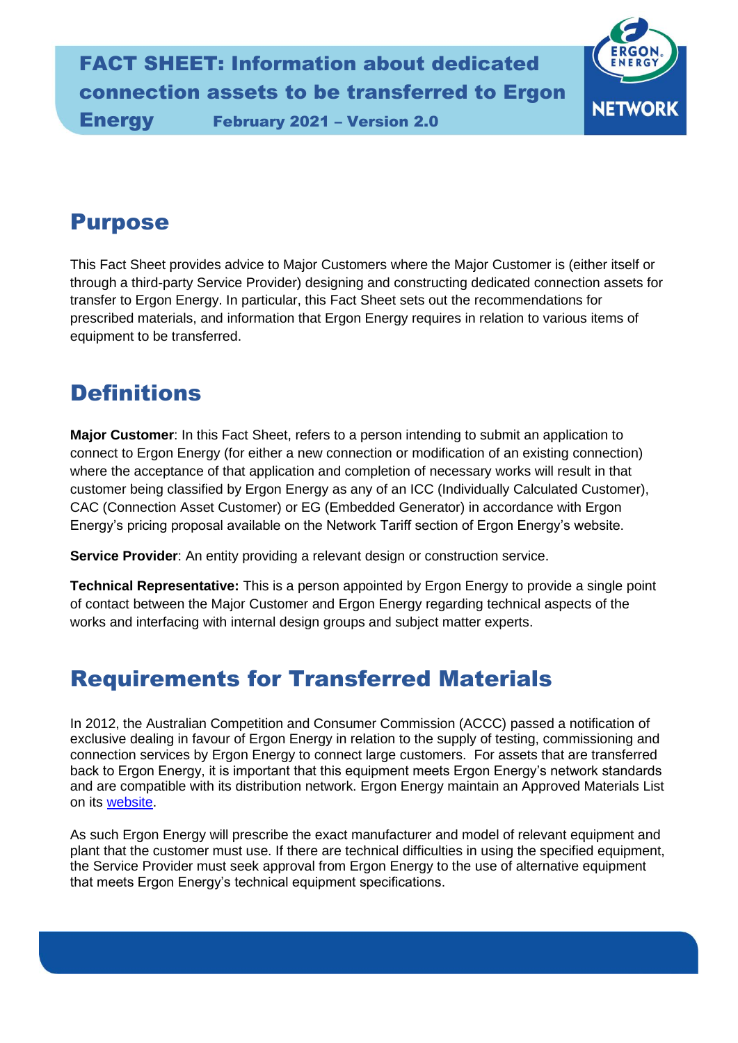# FACT SHEET: Information about dedicated connection assets to be transferred to Ergon Energy

**February 2021 – Version 2.0**

## Purpose

This Fact Sheet provides advice to Major Customers where the Major Customer is (either itself or through a third-party Service Provider) designing and constructing dedicated connection assets for transfer to Ergon Energy. In particular, this Fact Sheet sets out the recommendations for prescribed materials, and information that Ergon Energy requires in relation to various items of equipment to be transferred.

## Definitions

**Major Customer**: In this Fact Sheet, refers to a person intending to submit an application to connect to Ergon Energy (for either a new connection or modification of an existing connection) where the acceptance of that application and completion of necessary works will result in that customer being classified by Ergon Energy as any of an ICC (Individually Calculated Customer), CAC (Connection Asset Customer) or EG (Embedded Generator) in accordance with Ergon Energy's pricing proposal available on the Network Tariff section of Ergon Energy's website.

**Service Provider**: An entity providing a relevant design or construction service.

**Technical Representative:** This is a person appointed by Ergon Energy to provide a single point of contact between the Major Customer and Ergon Energy regarding technical aspects of the works and interfacing with internal design groups and subject matter experts.

## Requirements for Transferred Materials

In 2012, the Australian Competition and Consumer Commission (ACCC) passed a notification of exclusive dealing in favour of Ergon Energy in relation to the supply of testing, commissioning and connection services by Ergon Energy to connect large customers. For assets that are transferred back to Ergon Energy, it is important that this equipment meets Ergon Energy's network standards and are compatible with its distribution network. Ergon Energy maintain an Approved Materials List on its website.

As such Ergon Energy will prescribe the exact manufacturer and model of relevant equipment and plant that the customer must use. If there are technical difficulties in using the specified equipment, the Service Provider must seek approval from Ergon Energy to the use of alternative equipment that meets Ergon Energy's technical equipment specifications.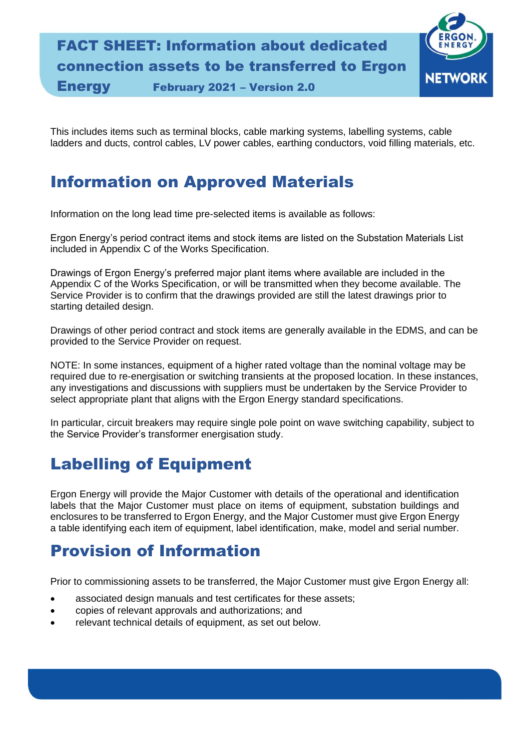This includes items such as terminal blocks, cable marking systems, labelling systems, cable ladders and ducts, control cables, LV power cables, earthing conductors, void filling materials, etc.

# Information on Approved Materials

Information on the long lead time pre-selected items is available as follows:

Ergon Energy's period contract items and stock items are listed on the Substation Materials List included in Appendix C of the Works Specification.

Drawings of Ergon Energy's preferred major plant items where available are included in the Appendix C of the Works Specification, or will be transmitted when they become available. The Service Provider is to confirm that the drawings provided are still the latest drawings prior to starting detailed design.

Drawings of other period contract and stock items are generally available in the EDMS, and can be provided to the Service Provider on request.

NOTE: In some instances, equipment of a higher rated voltage than the nominal voltage may be required due to re-energisation or switching transients at the proposed location. In these instances, any investigations and discussions with suppliers must be undertaken by the Service Provider to select appropriate plant that aligns with the Ergon Energy standard specifications.

In particular, circuit breakers may require single pole point on wave switching capability, subject to the Service Provider's transformer energisation study.

# Labelling of Equipment

Ergon Energy will provide the Major Customer with details of the operational and identification labels that the Major Customer must place on items of equipment, substation buildings and enclosures to be transferred to Ergon Energy, and the Major Customer must give Ergon Energy a table identifying each item of equipment, label identification, make, model and serial number.

# Provision of Information

Prior to commissioning assets to be transferred, the Major Customer must give Ergon Energy all:

- associated design manuals and test certificates for these assets;
- copies of relevant approvals and authorizations; and
- relevant technical details of equipment, as set out below.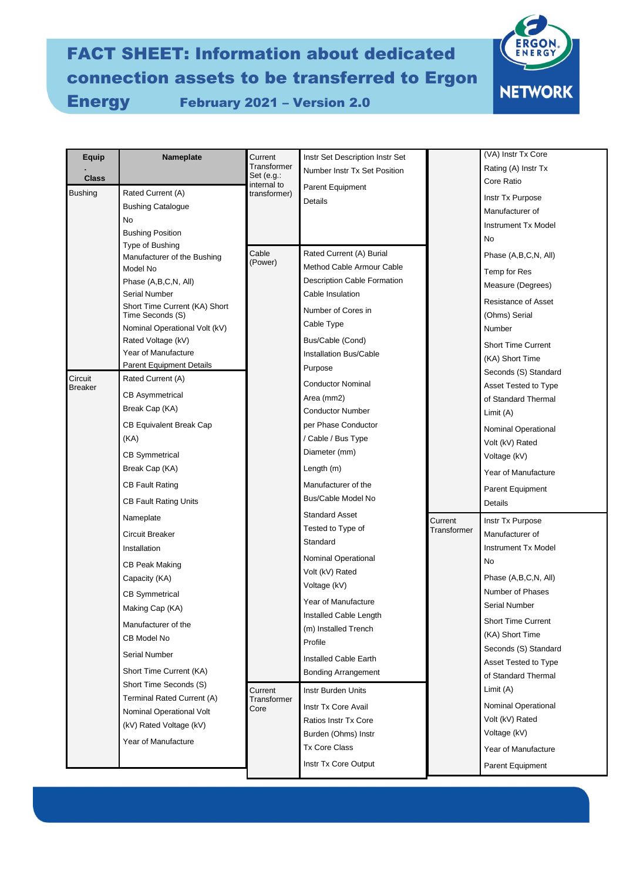# FACT SHEET: Information about dedicated connection assets to be transferred to Ergon Energy

**February 2021 – Version 2.0**

| Equip. Class | Nameplate |
|---|---|
| Bushing | Rated Current (A)<br>Bushing Catalogue No<br>Bushing Position<br>Type of Bushing<br>Manufacturer of the Bushing Model No<br>Phase (A,B,C,N, All)<br>Serial Number<br>Short Time Current (KA) Short Time Seconds (S)<br>Nominal Operational Volt (kV)<br>Rated Voltage (kV)<br>Year of Manufacture<br>Parent Equipment Details |
| Circuit Breaker | Rated Current (A)<br>CB Asymmetrical Break Cap (KA)<br>CB Equivalent Break Cap (KA)<br>CB Symmetrical Break Cap (KA)<br>CB Fault Rating<br>CB Fault Rating Units<br>Nameplate<br>Circuit Breaker Installation<br>CB Peak Making Capacity (KA)<br>CB Symmetrical Making Cap (KA)<br>Manufacturer of the CB Model No<br>Serial Number<br>Short Time Current (KA)<br>Short Time Seconds (S)<br>Terminal Rated Current (A)<br>Nominal Operational Volt (kV) Rated Voltage (kV)<br>Year of Manufacture |
| Current Transformer Set (e.g.: internal to transformer) | Instr Set Description Instr Set Number Instr Tx Set Position<br>Parent Equipment Details |
| Cable (Power) | Rated Current (A) Burial Method Cable Armour Cable Description Cable Formation Cable Insulation<br>Number of Cores in Cable Type<br>Bus/Cable (Cond) Installation Bus/Cable Purpose<br>Conductor Nominal Area (mm2) Conductor Number per Phase Conductor / Cable / Bus Type Diameter (mm)<br>Length (m)<br>Manufacturer of the Bus/Cable Model No<br>Standard Asset Tested to Type of Standard<br>Nominal Operational Volt (kV) Rated Voltage (kV)<br>Year of Manufacture Installed Cable Length (m) Installed Trench Profile<br>Installed Cable Earth Bonding Arrangement |
| Current Transformer Core | Instr Burden Units<br>Instr Tx Core Avail Ratios Instr Tx Core Burden (Ohms) Instr Tx Core Class<br>Instr Tx Core Output (VA) Instr Tx Core Rating (A) Instr Tx Core Ratio<br>Instr Tx Purpose<br>Manufacturer of Instrument Tx Model No<br>Phase (A,B,C,N, All)<br>Temp for Res Measure (Degrees)<br>Resistance of Asset (Ohms) Serial Number<br>Short Time Current (KA) Short Time Seconds (S) Standard Asset Tested to Type of Standard Thermal Limit (A)<br>Nominal Operational Volt (kV) Rated Voltage (kV)<br>Year of Manufacture<br>Parent Equipment Details |
| Current Transformer | Instr Tx Purpose<br>Manufacturer of Instrument Tx Model No<br>Phase (A,B,C,N, All)<br>Number of Phases<br>Serial Number<br>Short Time Current (KA) Short Time Seconds (S) Standard Asset Tested to Type of Standard Thermal Limit (A)<br>Nominal Operational Volt (kV) Rated Voltage (kV)<br>Year of Manufacture<br>Parent Equipment |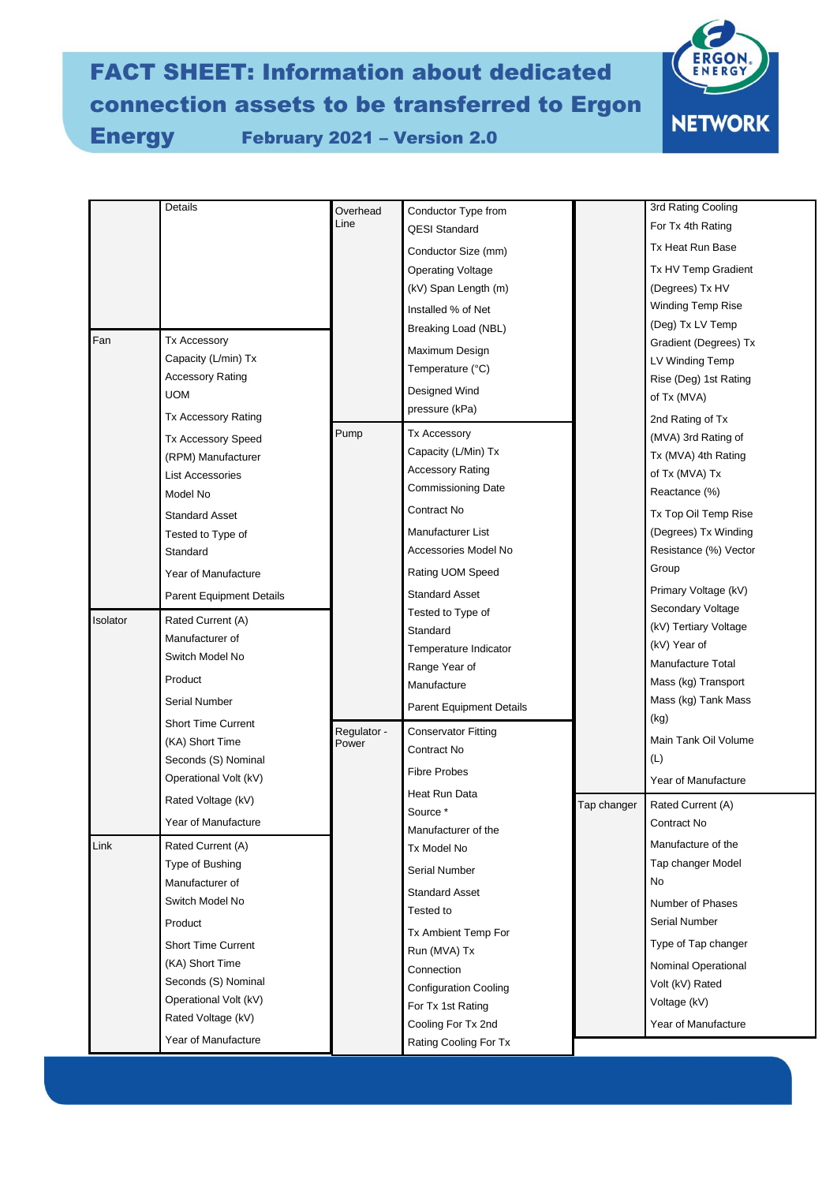# FACT SHEET: Information about dedicated connection assets to be transferred to Ergon Energy February 2021 – Version 2.0

| | Details | Overhead Line | Conductor Type from QESI Standard Conductor Size (mm) Operating Voltage (kV) Span Length (m) Installed % of Net Breaking Load (NBL) Maximum Design Temperature (°C) Designed Wind pressure (kPa) | | 3rd Rating Cooling For Tx 4th Rating Tx Heat Run Base Tx HV Temp Gradient (Degrees) Tx HV Winding Temp Rise (Deg) Tx LV Temp Gradient (Degrees) Tx LV Winding Temp Rise (Deg) 1st Rating of Tx (MVA) 2nd Rating of Tx (MVA) 3rd Rating of Tx (MVA) 4th Rating of Tx (MVA) Tx Reactance (%) Tx Top Oil Temp Rise (Degrees) Tx Winding Resistance (%) Vector Group Primary Voltage (kV) Secondary Voltage (kV) Tertiary Voltage (kV) Year of Manufacture Total Mass (kg) Transport Mass (kg) Tank Mass (kg) Main Tank Oil Volume (L) Year of Manufacture |
|---|---|---|---|---|---|
| Fan | Tx Accessory Capacity (L/min) Tx Accessory Rating UOM Tx Accessory Rating Tx Accessory Speed (RPM) Manufacturer List Accessories Model No Standard Asset Tested to Type of Standard Year of Manufacture Parent Equipment Details | Pump | Tx Accessory Capacity (L/Min) Tx Accessory Rating Commissioning Date Contract No Manufacturer List Accessories Model No Rating UOM Speed Standard Asset Tested to Type of Standard Temperature Indicator Range Year of Manufacture Parent Equipment Details | | |
| Isolator | Rated Current (A) Manufacturer of Switch Model No Product Serial Number Short Time Current (KA) Short Time Seconds (S) Nominal Operational Volt (kV) Rated Voltage (kV) Year of Manufacture | Regulator - Power | Conservator Fitting Contract No Fibre Probes Heat Run Data Source * Manufacturer of the Tx Model No Serial Number Standard Asset Tested to Tx Ambient Temp For Run (MVA) Tx Connection Configuration Cooling For Tx 1st Rating Cooling For Tx 2nd Rating Cooling For Tx | Tap changer | Rated Current (A) Contract No Manufacture of the Tap changer Model No Number of Phases Serial Number Type of Tap changer Nominal Operational Volt (kV) Rated Voltage (kV) Year of Manufacture |
| Link | Rated Current (A) Type of Bushing Manufacturer of Switch Model No Product Short Time Current (KA) Short Time Seconds (S) Nominal Operational Volt (kV) Rated Voltage (kV) Year of Manufacture | | | | |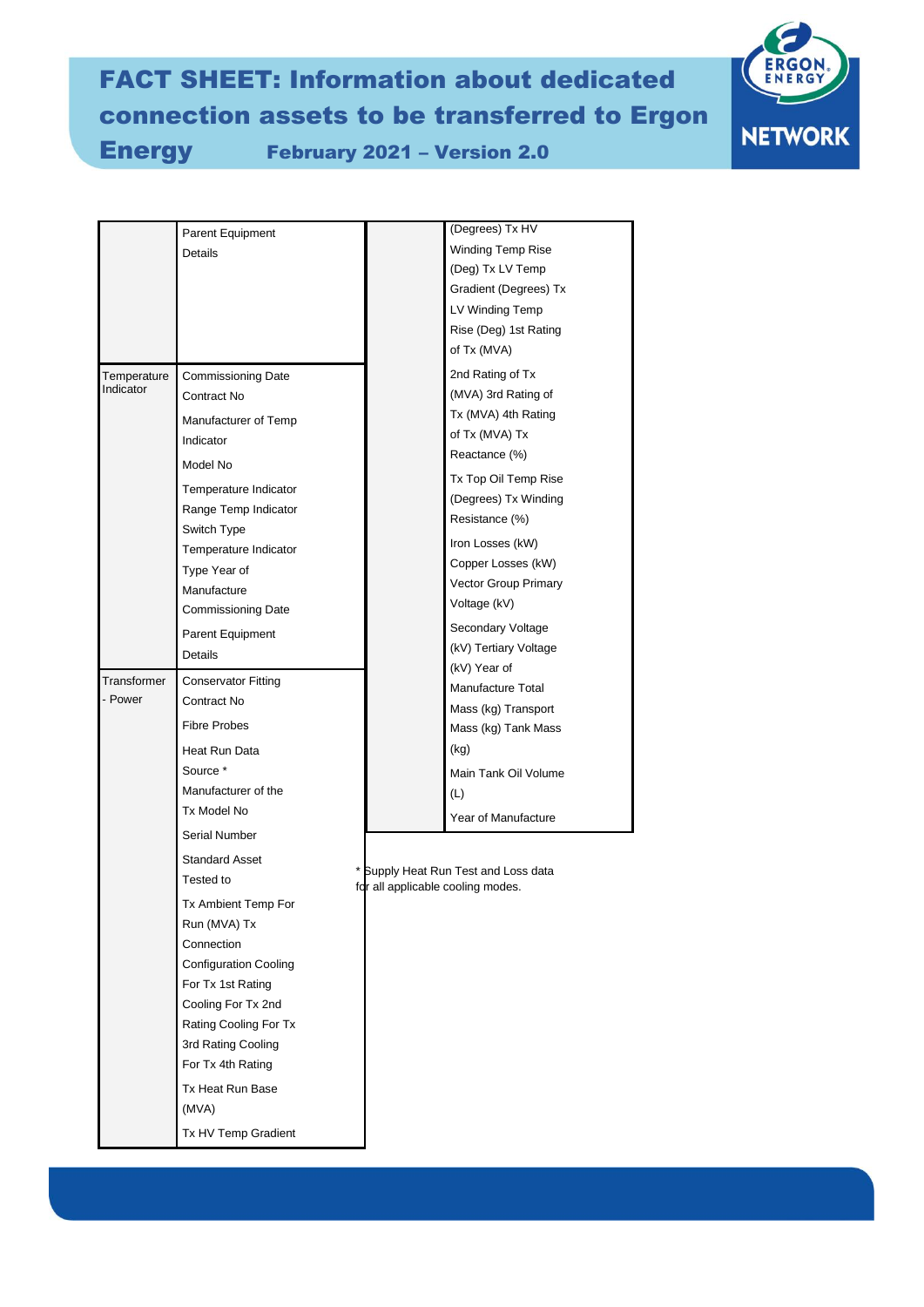# FACT SHEET: Information about dedicated connection assets to be transferred to Ergon Energy

February 2021 – Version 2.0

| | | | |
|---|---|---|---|
| | Parent Equipment Details | | (Degrees) Tx HV Winding Temp Rise (Deg) Tx LV Temp Gradient (Degrees) Tx LV Winding Temp Rise (Deg) 1st Rating of Tx (MVA) 2nd Rating of Tx (MVA) 3rd Rating of Tx (MVA) 4th Rating of Tx (MVA) Tx Reactance (%) Tx Top Oil Temp Rise (Degrees) Tx Winding Resistance (%) Iron Losses (kW) Copper Losses (kW) Vector Group Primary Voltage (kV) Secondary Voltage (kV) Tertiary Voltage (kV) Year of Manufacture Total Mass (kg) Transport Mass (kg) Tank Mass (kg) Main Tank Oil Volume (L) Year of Manufacture |
| Temperature Indicator | Commissioning Date Contract No Manufacturer of Temp Indicator Model No Temperature Indicator Range Temp Indicator Switch Type Temperature Indicator Type Year of Manufacture Commissioning Date Parent Equipment Details | | |
| Transformer - Power | Conservator Fitting Contract No Fibre Probes Heat Run Data Source * Manufacturer of the Tx Model No Serial Number Standard Asset Tested to Tx Ambient Temp For Run (MVA) Tx Connection Configuration Cooling For Tx 1st Rating Cooling For Tx 2nd Rating Cooling For Tx 3rd Rating Cooling For Tx 4th Rating Tx Heat Run Base (MVA) Tx HV Temp Gradient | | |

* Supply Heat Run Test and Loss data for all applicable cooling modes.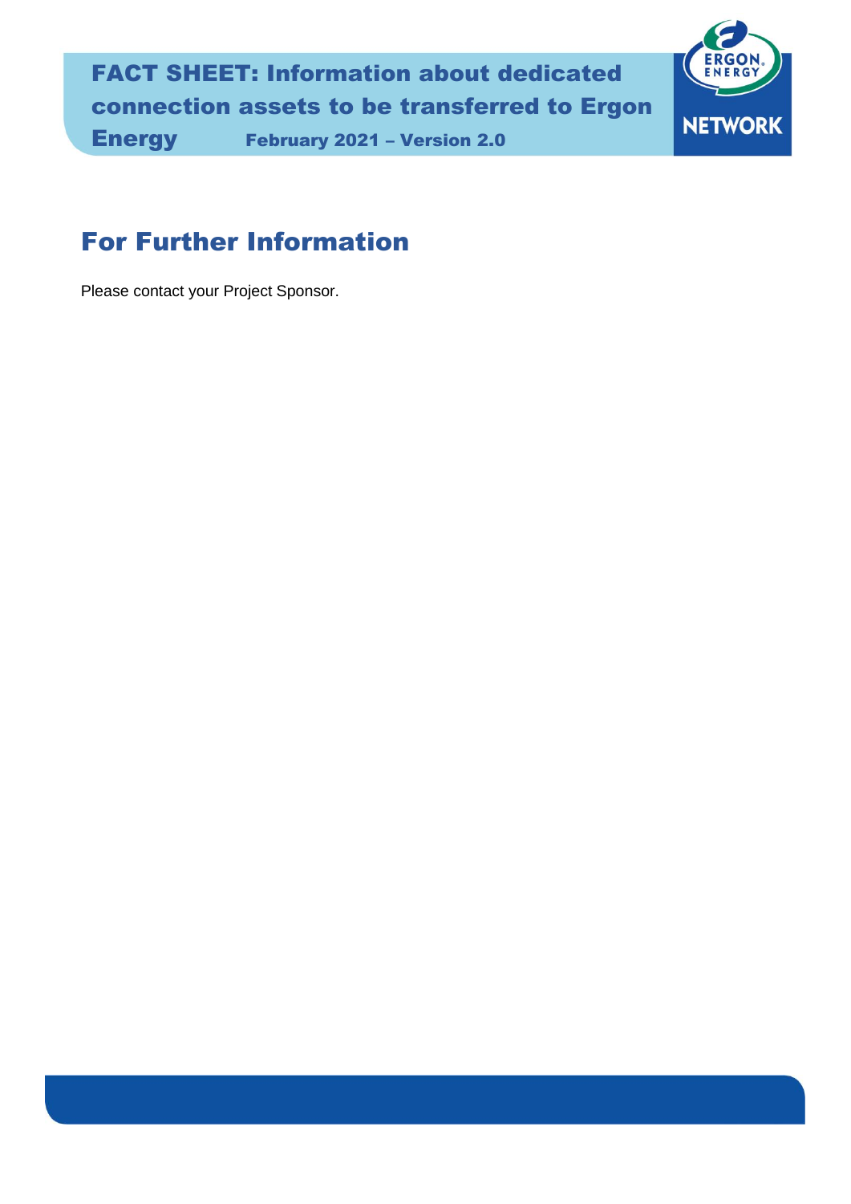## For Further Information

Please contact your Project Sponsor.